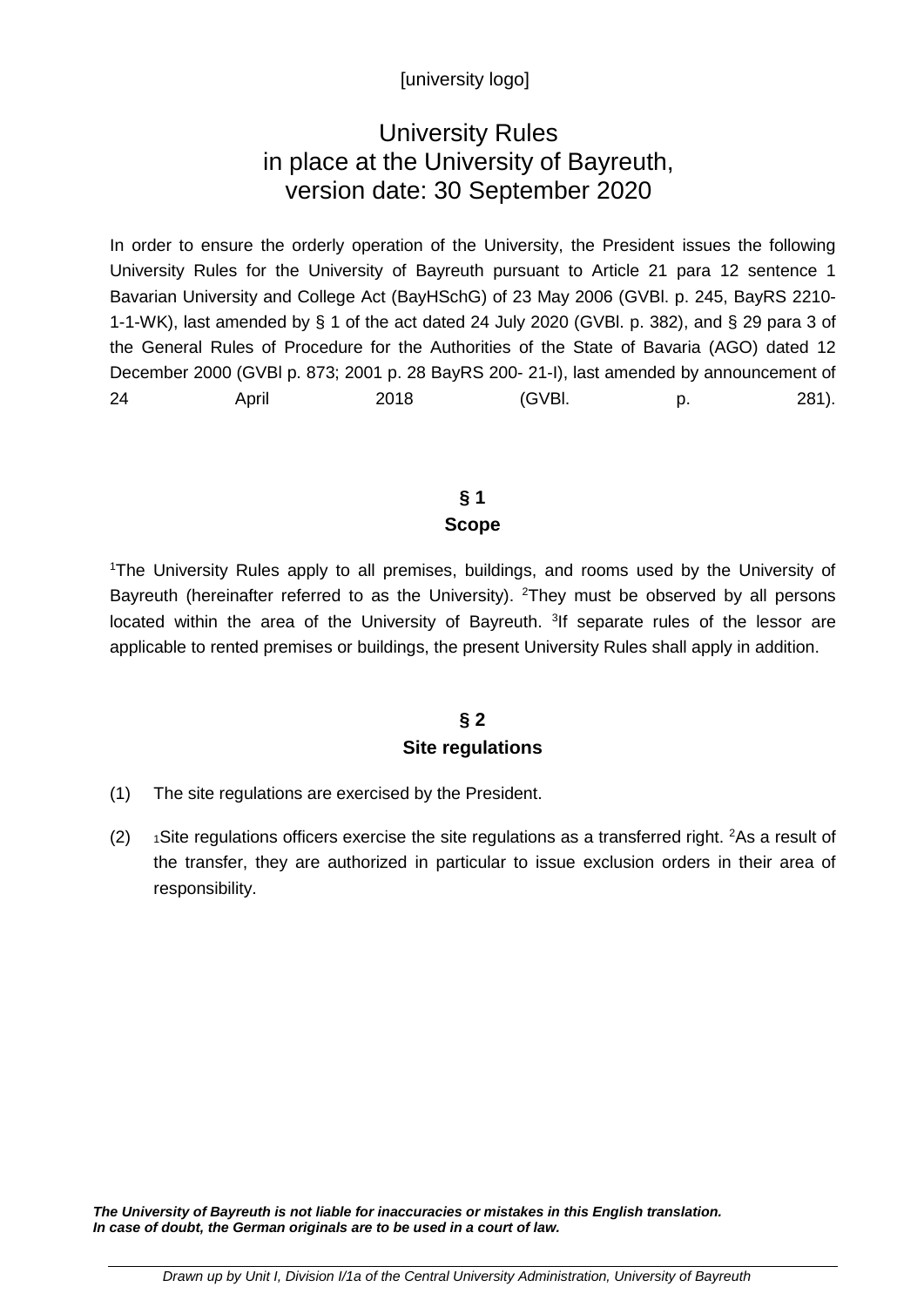[university logo]

# University Rules in place at the University of Bayreuth, version date: 30 September 2020

In order to ensure the orderly operation of the University, the President issues the following University Rules for the University of Bayreuth pursuant to Article 21 para 12 sentence 1 Bavarian University and College Act (BayHSchG) of 23 May 2006 (GVBl. p. 245, BayRS 2210-1-1-WK), last amended by § 1 of the act dated 24 July 2020 (GVBl. p. 382), and § 29 para 3 of the General Rules of Procedure for the Authorities of the State of Bavaria (AGO) dated 12 December 2000 (GVBl p. 873; 2001 p. 28 BayRS 200- 21-I), last amended by announcement of 24 April 2018 (GVBl. p. 281).

## § 1
## Scope

[1]The University Rules apply to all premises, buildings, and rooms used by the University of Bayreuth (hereinafter referred to as the University). [2]They must be observed by all persons located within the area of the University of Bayreuth. [3]If separate rules of the lessor are applicable to rented premises or buildings, the present University Rules shall apply in addition.

## § 2
## Site regulations

(1) The site regulations are exercised by the President.

(2) [1]Site regulations officers exercise the site regulations as a transferred right. [2]As a result of the transfer, they are authorized in particular to issue exclusion orders in their area of responsibility.

***The University of Bayreuth is not liable for inaccuracies or mistakes in this English translation. In case of doubt, the German originals are to be used in a court of law.***

*Drawn up by Unit I, Division I/1a of the Central University Administration, University of Bayreuth*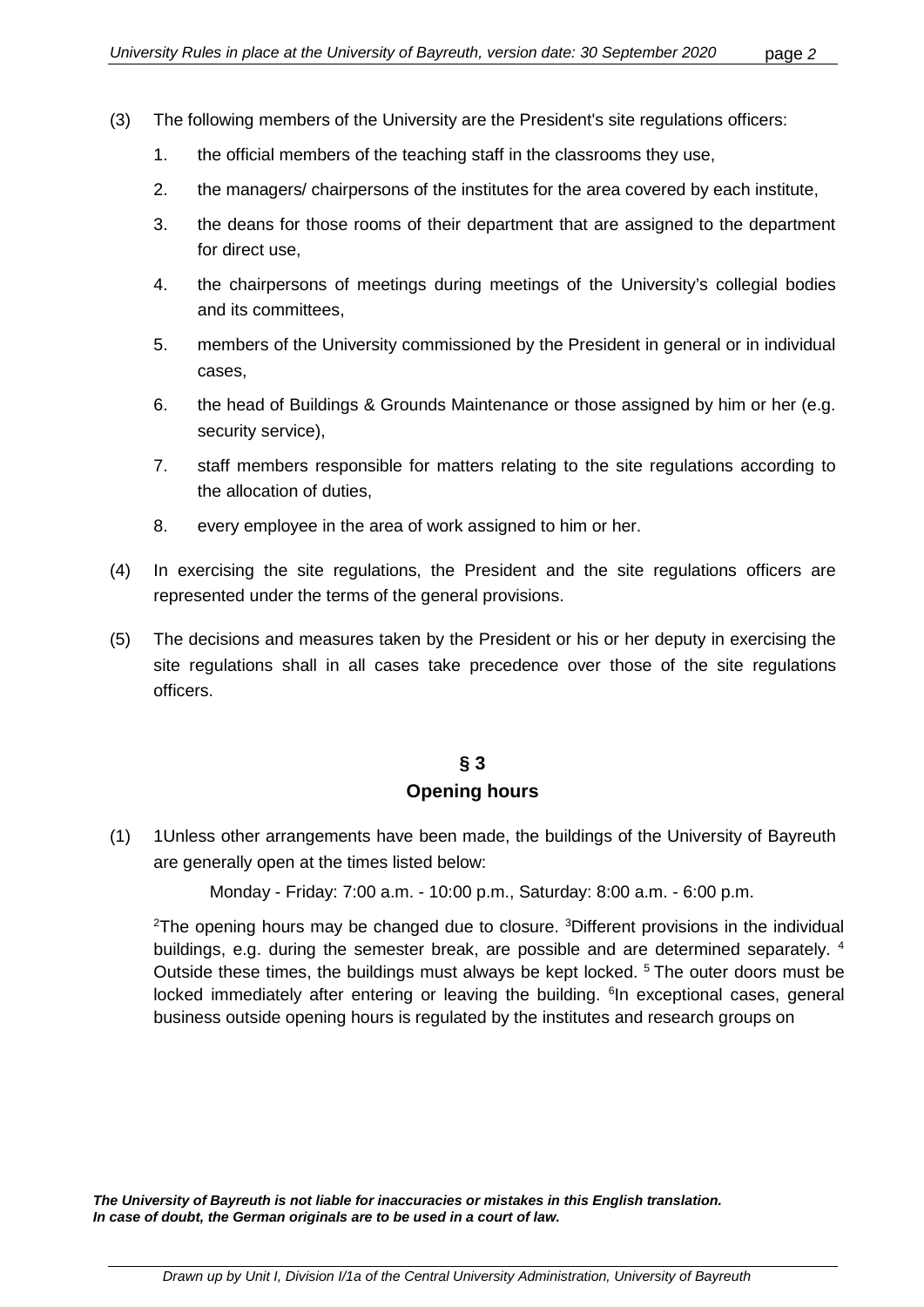(3) The following members of the University are the President's site regulations officers:

1. the official members of the teaching staff in the classrooms they use,
2. the managers/ chairpersons of the institutes for the area covered by each institute,
3. the deans for those rooms of their department that are assigned to the department for direct use,
4. the chairpersons of meetings during meetings of the University's collegial bodies and its committees,
5. members of the University commissioned by the President in general or in individual cases,
6. the head of Buildings & Grounds Maintenance or those assigned by him or her (e.g. security service),
7. staff members responsible for matters relating to the site regulations according to the allocation of duties,
8. every employee in the area of work assigned to him or her.

(4) In exercising the site regulations, the President and the site regulations officers are represented under the terms of the general provisions.

(5) The decisions and measures taken by the President or his or her deputy in exercising the site regulations shall in all cases take precedence over those of the site regulations officers.

## § 3
## Opening hours

(1) 1Unless other arrangements have been made, the buildings of the University of Bayreuth are generally open at the times listed below:

Monday - Friday: 7:00 a.m. - 10:00 p.m., Saturday: 8:00 a.m. - 6:00 p.m.

[2]The opening hours may be changed due to closure. [3]Different provisions in the individual buildings, e.g. during the semester break, are possible and are determined separately. [4] Outside these times, the buildings must always be kept locked. [5] The outer doors must be locked immediately after entering or leaving the building. [6]In exceptional cases, general business outside opening hours is regulated by the institutes and research groups on

***The University of Bayreuth is not liable for inaccuracies or mistakes in this English translation. In case of doubt, the German originals are to be used in a court of law.***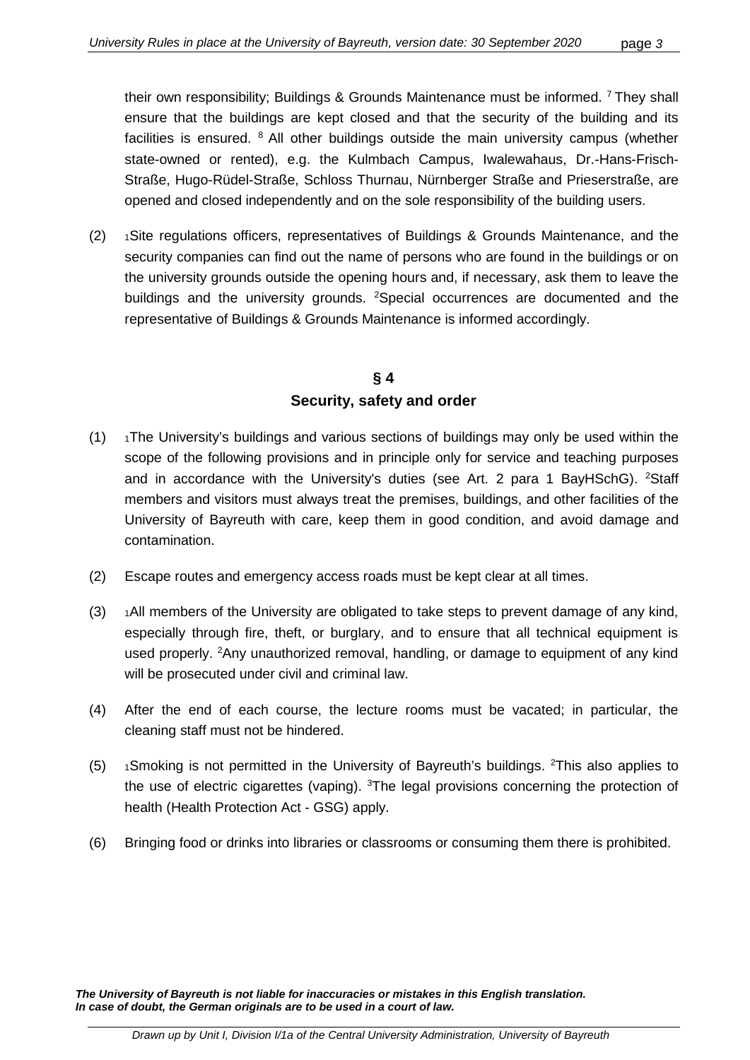their own responsibility; Buildings & Grounds Maintenance must be informed. [7] They shall ensure that the buildings are kept closed and that the security of the building and its facilities is ensured. [8] All other buildings outside the main university campus (whether state-owned or rented), e.g. the Kulmbach Campus, Iwalewahaus, Dr.-Hans-Frisch-Straße, Hugo-Rüdel-Straße, Schloss Thurnau, Nürnberger Straße and Prieserstraße, are opened and closed independently and on the sole responsibility of the building users.

(2) [1]Site regulations officers, representatives of Buildings & Grounds Maintenance, and the security companies can find out the name of persons who are found in the buildings or on the university grounds outside the opening hours and, if necessary, ask them to leave the buildings and the university grounds. [2]Special occurrences are documented and the representative of Buildings & Grounds Maintenance is informed accordingly.

## § 4
## Security, safety and order

(1) [1]The University's buildings and various sections of buildings may only be used within the scope of the following provisions and in principle only for service and teaching purposes and in accordance with the University's duties (see Art. 2 para 1 BayHSchG). [2]Staff members and visitors must always treat the premises, buildings, and other facilities of the University of Bayreuth with care, keep them in good condition, and avoid damage and contamination.

(2) Escape routes and emergency access roads must be kept clear at all times.

(3) [1]All members of the University are obligated to take steps to prevent damage of any kind, especially through fire, theft, or burglary, and to ensure that all technical equipment is used properly. [2]Any unauthorized removal, handling, or damage to equipment of any kind will be prosecuted under civil and criminal law.

(4) After the end of each course, the lecture rooms must be vacated; in particular, the cleaning staff must not be hindered.

(5) [1]Smoking is not permitted in the University of Bayreuth's buildings. [2]This also applies to the use of electric cigarettes (vaping). [3]The legal provisions concerning the protection of health (Health Protection Act - GSG) apply.

(6) Bringing food or drinks into libraries or classrooms or consuming them there is prohibited.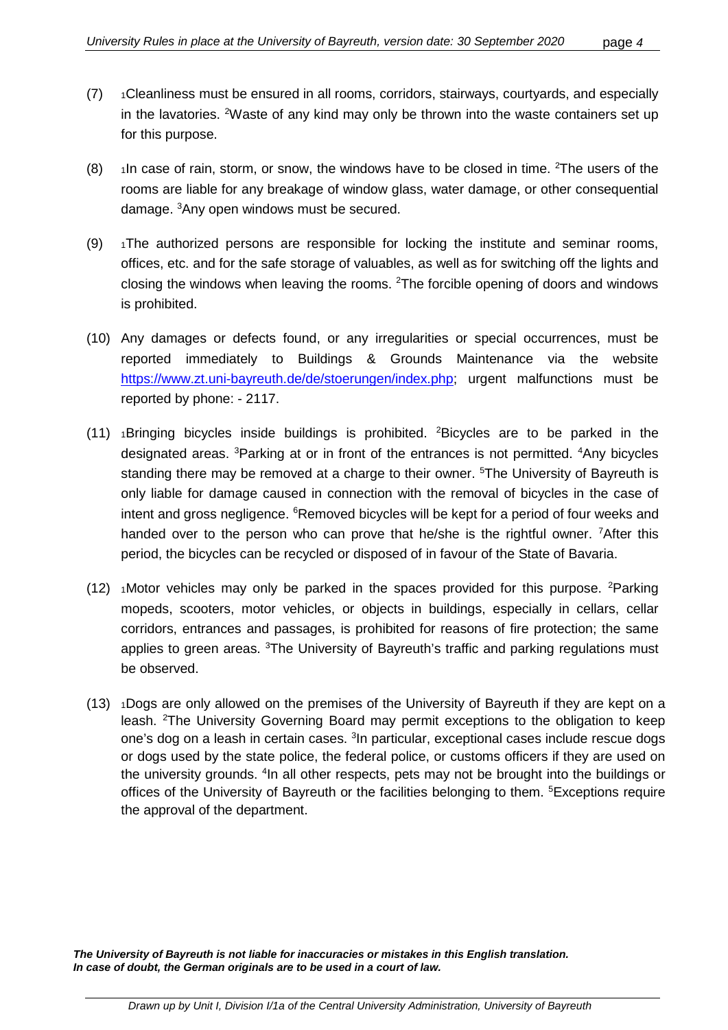(7) [1]Cleanliness must be ensured in all rooms, corridors, stairways, courtyards, and especially in the lavatories. [2]Waste of any kind may only be thrown into the waste containers set up for this purpose.

(8) [1]In case of rain, storm, or snow, the windows have to be closed in time. [2]The users of the rooms are liable for any breakage of window glass, water damage, or other consequential damage. [3]Any open windows must be secured.

(9) [1]The authorized persons are responsible for locking the institute and seminar rooms, offices, etc. and for the safe storage of valuables, as well as for switching off the lights and closing the windows when leaving the rooms. [2]The forcible opening of doors and windows is prohibited.

(10) Any damages or defects found, or any irregularities or special occurrences, must be reported immediately to Buildings & Grounds Maintenance via the website https://www.zt.uni-bayreuth.de/de/stoerungen/index.php; urgent malfunctions must be reported by phone: - 2117.

(11) [1]Bringing bicycles inside buildings is prohibited. [2]Bicycles are to be parked in the designated areas. [3]Parking at or in front of the entrances is not permitted. [4]Any bicycles standing there may be removed at a charge to their owner. [5]The University of Bayreuth is only liable for damage caused in connection with the removal of bicycles in the case of intent and gross negligence. [6]Removed bicycles will be kept for a period of four weeks and handed over to the person who can prove that he/she is the rightful owner. [7]After this period, the bicycles can be recycled or disposed of in favour of the State of Bavaria.

(12) [1]Motor vehicles may only be parked in the spaces provided for this purpose. [2]Parking mopeds, scooters, motor vehicles, or objects in buildings, especially in cellars, cellar corridors, entrances and passages, is prohibited for reasons of fire protection; the same applies to green areas. [3]The University of Bayreuth's traffic and parking regulations must be observed.

(13) [1]Dogs are only allowed on the premises of the University of Bayreuth if they are kept on a leash. [2]The University Governing Board may permit exceptions to the obligation to keep one's dog on a leash in certain cases. [3]In particular, exceptional cases include rescue dogs or dogs used by the state police, the federal police, or customs officers if they are used on the university grounds. [4]In all other respects, pets may not be brought into the buildings or offices of the University of Bayreuth or the facilities belonging to them. [5]Exceptions require the approval of the department.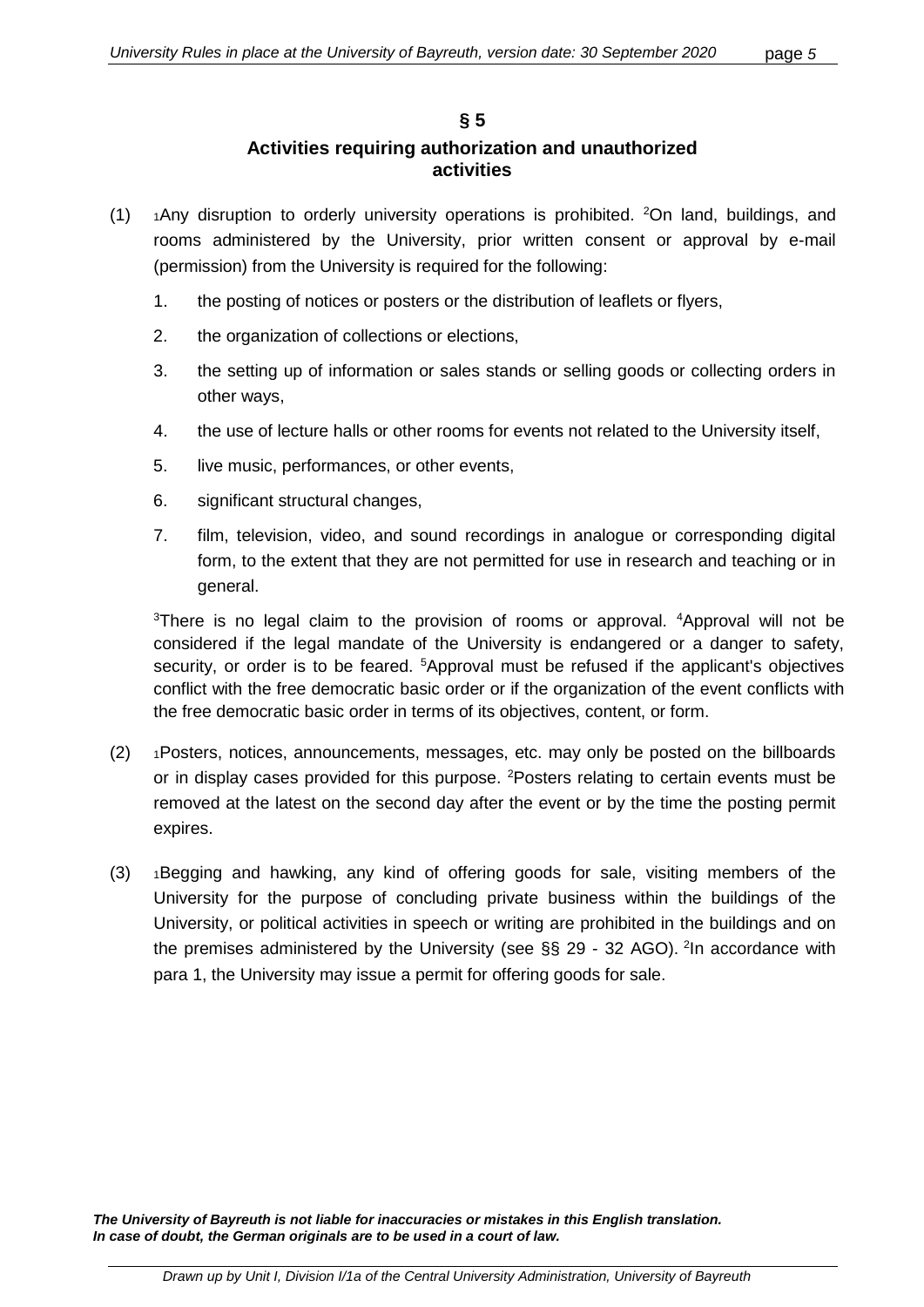## § 5

## Activities requiring authorization and unauthorized activities

(1) [1]Any disruption to orderly university operations is prohibited. [2]On land, buildings, and rooms administered by the University, prior written consent or approval by e-mail (permission) from the University is required for the following:

1. the posting of notices or posters or the distribution of leaflets or flyers,
2. the organization of collections or elections,
3. the setting up of information or sales stands or selling goods or collecting orders in other ways,
4. the use of lecture halls or other rooms for events not related to the University itself,
5. live music, performances, or other events,
6. significant structural changes,
7. film, television, video, and sound recordings in analogue or corresponding digital form, to the extent that they are not permitted for use in research and teaching or in general.

[3]There is no legal claim to the provision of rooms or approval. [4]Approval will not be considered if the legal mandate of the University is endangered or a danger to safety, security, or order is to be feared. [5]Approval must be refused if the applicant's objectives conflict with the free democratic basic order or if the organization of the event conflicts with the free democratic basic order in terms of its objectives, content, or form.

(2) [1]Posters, notices, announcements, messages, etc. may only be posted on the billboards or in display cases provided for this purpose. [2]Posters relating to certain events must be removed at the latest on the second day after the event or by the time the posting permit expires.

(3) [1]Begging and hawking, any kind of offering goods for sale, visiting members of the University for the purpose of concluding private business within the buildings of the University, or political activities in speech or writing are prohibited in the buildings and on the premises administered by the University (see §§ 29 - 32 AGO). [2]In accordance with para 1, the University may issue a permit for offering goods for sale.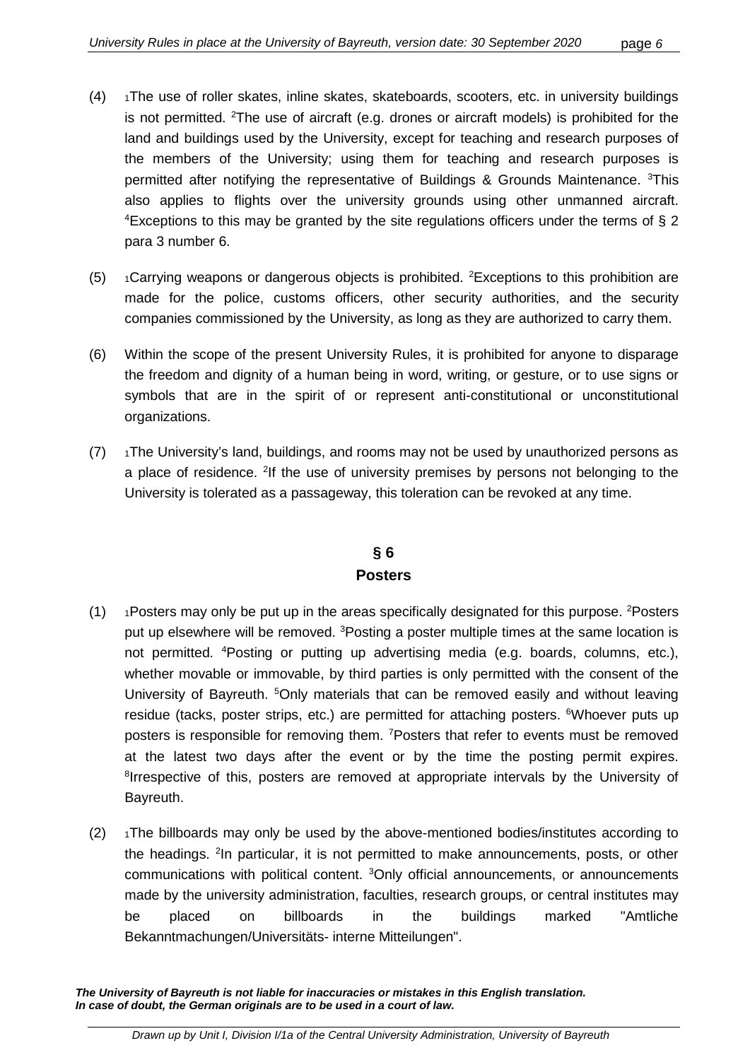(4) [1]The use of roller skates, inline skates, skateboards, scooters, etc. in university buildings is not permitted. [2]The use of aircraft (e.g. drones or aircraft models) is prohibited for the land and buildings used by the University, except for teaching and research purposes of the members of the University; using them for teaching and research purposes is permitted after notifying the representative of Buildings & Grounds Maintenance. [3]This also applies to flights over the university grounds using other unmanned aircraft. [4]Exceptions to this may be granted by the site regulations officers under the terms of § 2 para 3 number 6.

(5) [1]Carrying weapons or dangerous objects is prohibited. [2]Exceptions to this prohibition are made for the police, customs officers, other security authorities, and the security companies commissioned by the University, as long as they are authorized to carry them.

(6) Within the scope of the present University Rules, it is prohibited for anyone to disparage the freedom and dignity of a human being in word, writing, or gesture, or to use signs or symbols that are in the spirit of or represent anti-constitutional or unconstitutional organizations.

(7) [1]The University's land, buildings, and rooms may not be used by unauthorized persons as a place of residence. [2]If the use of university premises by persons not belonging to the University is tolerated as a passageway, this toleration can be revoked at any time.

## § 6
## Posters

(1) [1]Posters may only be put up in the areas specifically designated for this purpose. [2]Posters put up elsewhere will be removed. [3]Posting a poster multiple times at the same location is not permitted. [4]Posting or putting up advertising media (e.g. boards, columns, etc.), whether movable or immovable, by third parties is only permitted with the consent of the University of Bayreuth. [5]Only materials that can be removed easily and without leaving residue (tacks, poster strips, etc.) are permitted for attaching posters. [6]Whoever puts up posters is responsible for removing them. [7]Posters that refer to events must be removed at the latest two days after the event or by the time the posting permit expires. [8]Irrespective of this, posters are removed at appropriate intervals by the University of Bayreuth.

(2) [1]The billboards may only be used by the above-mentioned bodies/institutes according to the headings. [2]In particular, it is not permitted to make announcements, posts, or other communications with political content. [3]Only official announcements, or announcements made by the university administration, faculties, research groups, or central institutes may be placed on billboards in the buildings marked "Amtliche Bekanntmachungen/Universitäts- interne Mitteilungen".

***The University of Bayreuth is not liable for inaccuracies or mistakes in this English translation.***
***In case of doubt, the German originals are to be used in a court of law.***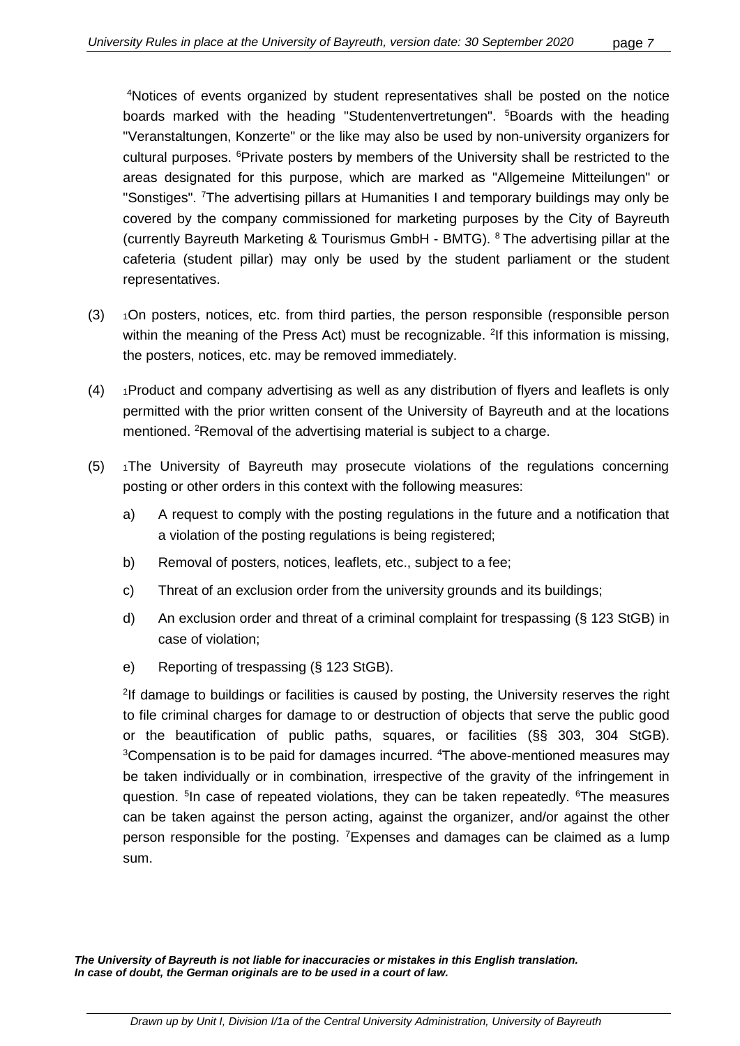[4]Notices of events organized by student representatives shall be posted on the notice boards marked with the heading "Studentenvertretungen". [5]Boards with the heading "Veranstaltungen, Konzerte" or the like may also be used by non-university organizers for cultural purposes. [6]Private posters by members of the University shall be restricted to the areas designated for this purpose, which are marked as "Allgemeine Mitteilungen" or "Sonstiges". [7]The advertising pillars at Humanities I and temporary buildings may only be covered by the company commissioned for marketing purposes by the City of Bayreuth (currently Bayreuth Marketing & Tourismus GmbH - BMTG). [8] The advertising pillar at the cafeteria (student pillar) may only be used by the student parliament or the student representatives.

(3) [1]On posters, notices, etc. from third parties, the person responsible (responsible person within the meaning of the Press Act) must be recognizable. [2]If this information is missing, the posters, notices, etc. may be removed immediately.

(4) [1]Product and company advertising as well as any distribution of flyers and leaflets is only permitted with the prior written consent of the University of Bayreuth and at the locations mentioned. [2]Removal of the advertising material is subject to a charge.

(5) [1]The University of Bayreuth may prosecute violations of the regulations concerning posting or other orders in this context with the following measures:

a) A request to comply with the posting regulations in the future and a notification that a violation of the posting regulations is being registered;

b) Removal of posters, notices, leaflets, etc., subject to a fee;

c) Threat of an exclusion order from the university grounds and its buildings;

d) An exclusion order and threat of a criminal complaint for trespassing (§ 123 StGB) in case of violation;

e) Reporting of trespassing (§ 123 StGB).

[2]If damage to buildings or facilities is caused by posting, the University reserves the right to file criminal charges for damage to or destruction of objects that serve the public good or the beautification of public paths, squares, or facilities (§§ 303, 304 StGB). [3]Compensation is to be paid for damages incurred. [4]The above-mentioned measures may be taken individually or in combination, irrespective of the gravity of the infringement in question. [5]In case of repeated violations, they can be taken repeatedly. [6]The measures can be taken against the person acting, against the organizer, and/or against the other person responsible for the posting. [7]Expenses and damages can be claimed as a lump sum.

***The University of Bayreuth is not liable for inaccuracies or mistakes in this English translation. In case of doubt, the German originals are to be used in a court of law.***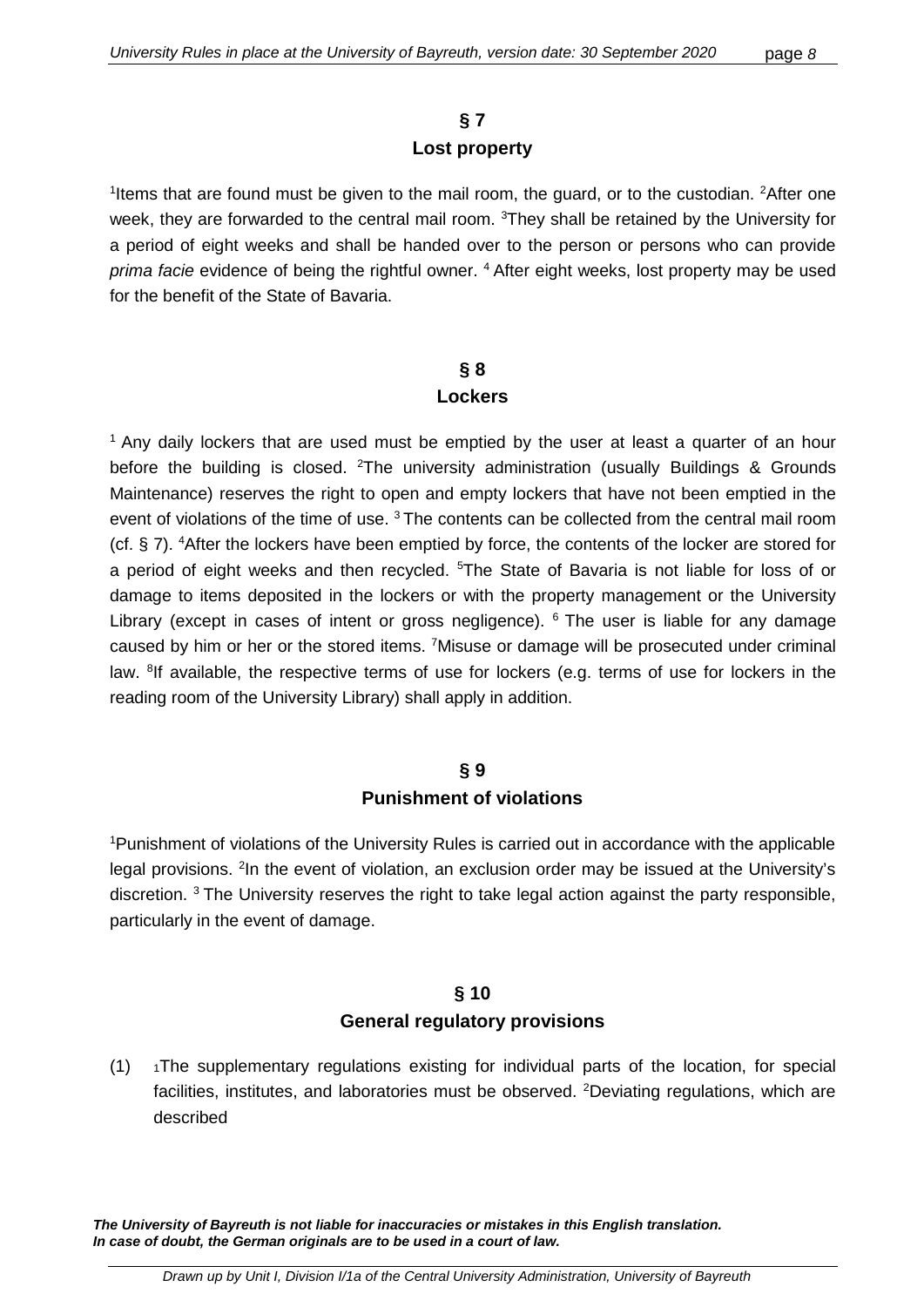## § 7
## Lost property

[1]Items that are found must be given to the mail room, the guard, or to the custodian. [2]After one week, they are forwarded to the central mail room. [3]They shall be retained by the University for a period of eight weeks and shall be handed over to the person or persons who can provide *prima facie* evidence of being the rightful owner. [4] After eight weeks, lost property may be used for the benefit of the State of Bavaria.

## § 8
## Lockers

[1] Any daily lockers that are used must be emptied by the user at least a quarter of an hour before the building is closed. [2]The university administration (usually Buildings & Grounds Maintenance) reserves the right to open and empty lockers that have not been emptied in the event of violations of the time of use. [3] The contents can be collected from the central mail room (cf. § 7). [4]After the lockers have been emptied by force, the contents of the locker are stored for a period of eight weeks and then recycled. [5]The State of Bavaria is not liable for loss of or damage to items deposited in the lockers or with the property management or the University Library (except in cases of intent or gross negligence). [6] The user is liable for any damage caused by him or her or the stored items. [7]Misuse or damage will be prosecuted under criminal law. [8]If available, the respective terms of use for lockers (e.g. terms of use for lockers in the reading room of the University Library) shall apply in addition.

## § 9
## Punishment of violations

[1]Punishment of violations of the University Rules is carried out in accordance with the applicable legal provisions. [2]In the event of violation, an exclusion order may be issued at the University's discretion. [3] The University reserves the right to take legal action against the party responsible, particularly in the event of damage.

## § 10
## General regulatory provisions

(1) [1]The supplementary regulations existing for individual parts of the location, for special facilities, institutes, and laboratories must be observed. [2]Deviating regulations, which are described

***The University of Bayreuth is not liable for inaccuracies or mistakes in this English translation. In case of doubt, the German originals are to be used in a court of law.***

*Drawn up by Unit I, Division I/1a of the Central University Administration, University of Bayreuth*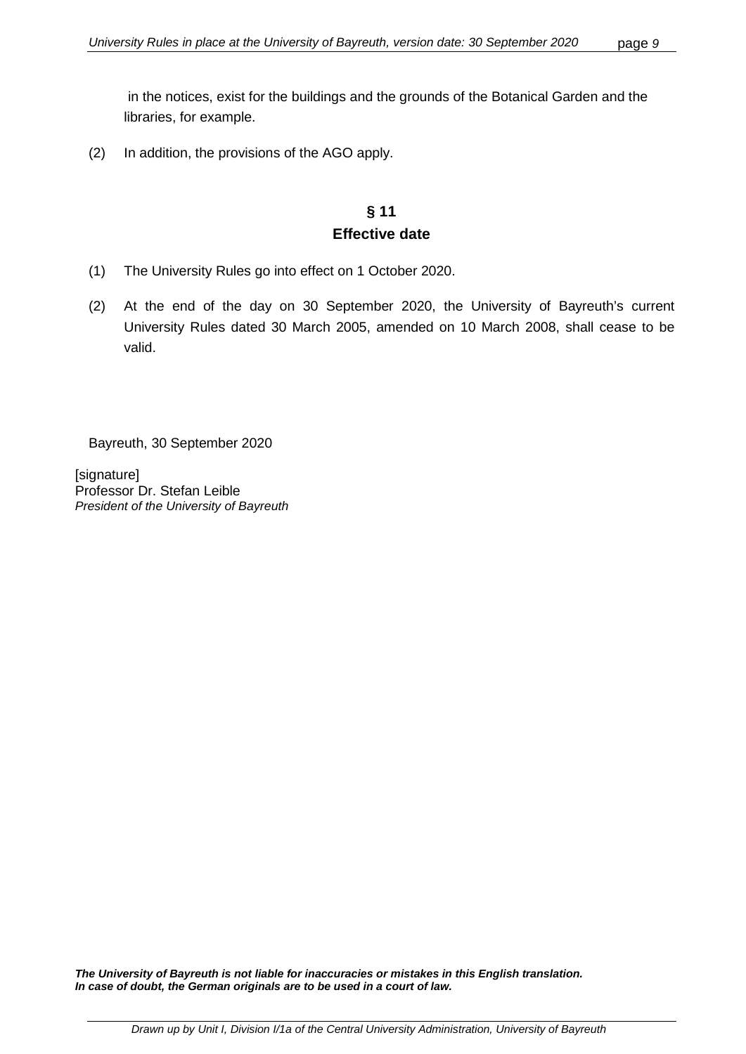in the notices, exist for the buildings and the grounds of the Botanical Garden and the libraries, for example.

(2) In addition, the provisions of the AGO apply.

## § 11
## Effective date

(1) The University Rules go into effect on 1 October 2020.

(2) At the end of the day on 30 September 2020, the University of Bayreuth's current University Rules dated 30 March 2005, amended on 10 March 2008, shall cease to be valid.

Bayreuth, 30 September 2020

[signature]
Professor Dr. Stefan Leible
*President of the University of Bayreuth*

***The University of Bayreuth is not liable for inaccuracies or mistakes in this English translation. In case of doubt, the German originals are to be used in a court of law.***

*Drawn up by Unit I, Division I/1a of the Central University Administration, University of Bayreuth*